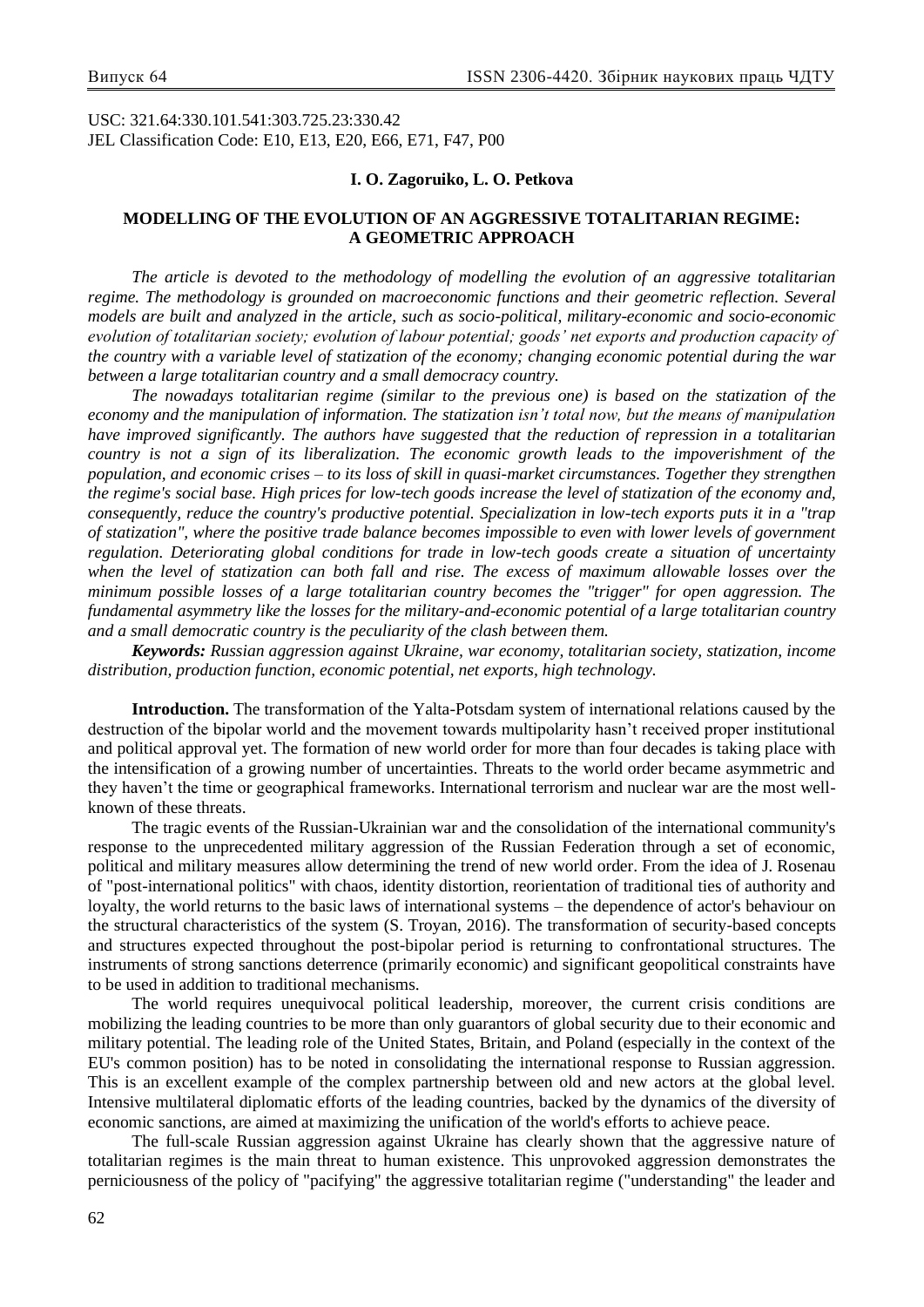USC: 321.64:330.101.541:303.725.23:330.42
JEL Classification Code: E10, E13, E20, E66, E71, F47, P00

**I. O. Zagoruiko, L. O. Petkova**

# MODELLING OF THE EVOLUTION OF AN AGGRESSIVE TOTALITARIAN REGIME: A GEOMETRIC APPROACH

*The article is devoted to the methodology of modelling the evolution of an aggressive totalitarian regime. The methodology is grounded on macroeconomic functions and their geometric reflection. Several models are built and analyzed in the article, such as socio-political, military-economic and socio-economic evolution of totalitarian society; evolution of labour potential; goods' net exports and production capacity of the country with a variable level of statization of the economy; changing economic potential during the war between a large totalitarian country and a small democracy country.*

*The nowadays totalitarian regime (similar to the previous one) is based on the statization of the economy and the manipulation of information. The statization isn't total now, but the means of manipulation have improved significantly. The authors have suggested that the reduction of repression in a totalitarian country is not a sign of its liberalization. The economic growth leads to the impoverishment of the population, and economic crises – to its loss of skill in quasi-market circumstances. Together they strengthen the regime's social base. High prices for low-tech goods increase the level of statization of the economy and, consequently, reduce the country's productive potential. Specialization in low-tech exports puts it in a "trap of statization", where the positive trade balance becomes impossible to even with lower levels of government regulation. Deteriorating global conditions for trade in low-tech goods create a situation of uncertainty when the level of statization can both fall and rise. The excess of maximum allowable losses over the minimum possible losses of a large totalitarian country becomes the "trigger" for open aggression. The fundamental asymmetry like the losses for the military-and-economic potential of a large totalitarian country and a small democratic country is the peculiarity of the clash between them.*

***Keywords:** Russian aggression against Ukraine, war economy, totalitarian society, statization, income distribution, production function, economic potential, net exports, high technology.*

**Introduction.** The transformation of the Yalta-Potsdam system of international relations caused by the destruction of the bipolar world and the movement towards multipolarity hasn't received proper institutional and political approval yet. The formation of new world order for more than four decades is taking place with the intensification of a growing number of uncertainties. Threats to the world order became asymmetric and they haven't the time or geographical frameworks. International terrorism and nuclear war are the most well-known of these threats.

The tragic events of the Russian-Ukrainian war and the consolidation of the international community's response to the unprecedented military aggression of the Russian Federation through a set of economic, political and military measures allow determining the trend of new world order. From the idea of J. Rosenau of "post-international politics" with chaos, identity distortion, reorientation of traditional ties of authority and loyalty, the world returns to the basic laws of international systems – the dependence of actor's behaviour on the structural characteristics of the system (S. Troyan, 2016). The transformation of security-based concepts and structures expected throughout the post-bipolar period is returning to confrontational structures. The instruments of strong sanctions deterrence (primarily economic) and significant geopolitical constraints have to be used in addition to traditional mechanisms.

The world requires unequivocal political leadership, moreover, the current crisis conditions are mobilizing the leading countries to be more than only guarantors of global security due to their economic and military potential. The leading role of the United States, Britain, and Poland (especially in the context of the EU's common position) has to be noted in consolidating the international response to Russian aggression. This is an excellent example of the complex partnership between old and new actors at the global level. Intensive multilateral diplomatic efforts of the leading countries, backed by the dynamics of the diversity of economic sanctions, are aimed at maximizing the unification of the world's efforts to achieve peace.

The full-scale Russian aggression against Ukraine has clearly shown that the aggressive nature of totalitarian regimes is the main threat to human existence. This unprovoked aggression demonstrates the perniciousness of the policy of "pacifying" the aggressive totalitarian regime ("understanding" the leader and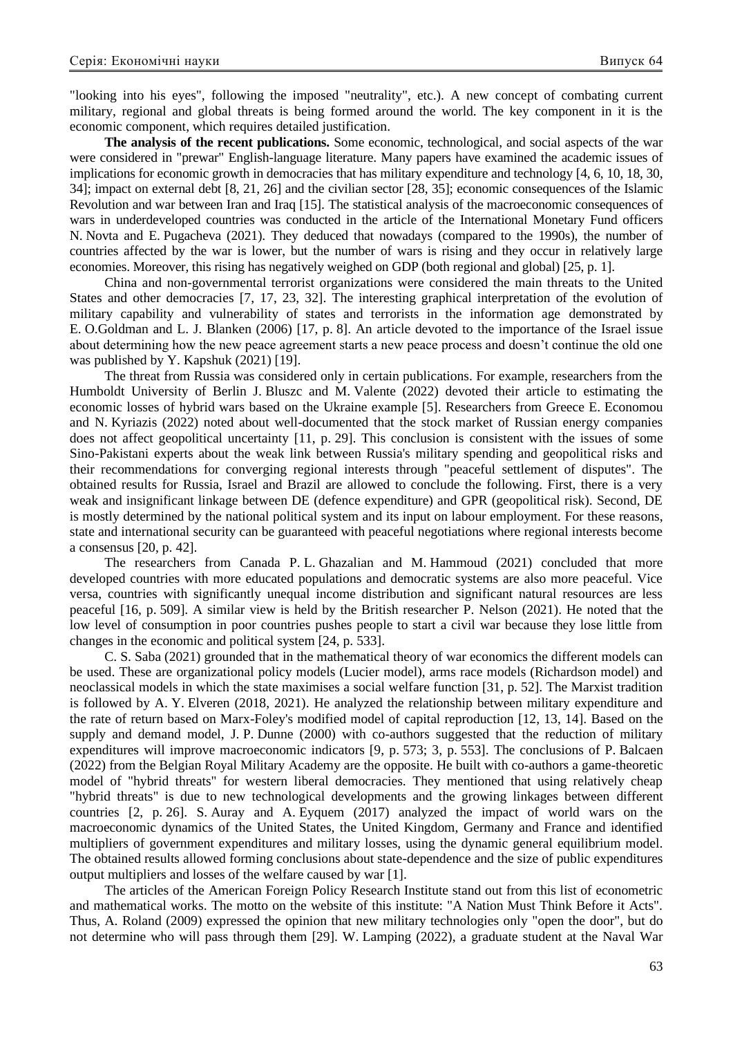"looking into his eyes", following the imposed "neutrality", etc.). A new concept of combating current military, regional and global threats is being formed around the world. The key component in it is the economic component, which requires detailed justification.

**The analysis of the recent publications.** Some economic, technological, and social aspects of the war were considered in "prewar" English-language literature. Many papers have examined the academic issues of implications for economic growth in democracies that has military expenditure and technology [4, 6, 10, 18, 30, 34]; impact on external debt [8, 21, 26] and the civilian sector [28, 35]; economic consequences of the Islamic Revolution and war between Iran and Iraq [15]. The statistical analysis of the macroeconomic consequences of wars in underdeveloped countries was conducted in the article of the International Monetary Fund officers N. Novta and E. Pugacheva (2021). They deduced that nowadays (compared to the 1990s), the number of countries affected by the war is lower, but the number of wars is rising and they occur in relatively large economies. Moreover, this rising has negatively weighed on GDP (both regional and global) [25, p. 1].

China and non-governmental terrorist organizations were considered the main threats to the United States and other democracies [7, 17, 23, 32]. The interesting graphical interpretation of the evolution of military capability and vulnerability of states and terrorists in the information age demonstrated by E. O.Goldman and L. J. Blanken (2006) [17, p. 8]. An article devoted to the importance of the Israel issue about determining how the new peace agreement starts a new peace process and doesn't continue the old one was published by Y. Kapshuk (2021) [19].

The threat from Russia was considered only in certain publications. For example, researchers from the Humboldt University of Berlin J. Bluszc and M. Valente (2022) devoted their article to estimating the economic losses of hybrid wars based on the Ukraine example [5]. Researchers from Greece E. Economou and N. Kyriazis (2022) noted about well-documented that the stock market of Russian energy companies does not affect geopolitical uncertainty [11, p. 29]. This conclusion is consistent with the issues of some Sino-Pakistani experts about the weak link between Russia's military spending and geopolitical risks and their recommendations for converging regional interests through "peaceful settlement of disputes". The obtained results for Russia, Israel and Brazil are allowed to conclude the following. First, there is a very weak and insignificant linkage between DE (defence expenditure) and GPR (geopolitical risk). Second, DE is mostly determined by the national political system and its input on labour employment. For these reasons, state and international security can be guaranteed with peaceful negotiations where regional interests become a consensus [20, p. 42].

The researchers from Canada P. L. Ghazalian and M. Hammoud (2021) concluded that more developed countries with more educated populations and democratic systems are also more peaceful. Vice versa, countries with significantly unequal income distribution and significant natural resources are less peaceful [16, p. 509]. A similar view is held by the British researcher P. Nelson (2021). He noted that the low level of consumption in poor countries pushes people to start a civil war because they lose little from changes in the economic and political system [24, p. 533].

C. S. Saba (2021) grounded that in the mathematical theory of war economics the different models can be used. These are organizational policy models (Lucier model), arms race models (Richardson model) and neoclassical models in which the state maximises a social welfare function [31, p. 52]. The Marxist tradition is followed by A. Y. Elveren (2018, 2021). He analyzed the relationship between military expenditure and the rate of return based on Marx-Foley's modified model of capital reproduction [12, 13, 14]. Based on the supply and demand model, J. P. Dunne (2000) with co-authors suggested that the reduction of military expenditures will improve macroeconomic indicators [9, p. 573; 3, p. 553]. The conclusions of P. Balcaen (2022) from the Belgian Royal Military Academy are the opposite. He built with co-authors a game-theoretic model of "hybrid threats" for western liberal democracies. They mentioned that using relatively cheap "hybrid threats" is due to new technological developments and the growing linkages between different countries [2, p. 26]. S. Auray and A. Eyquem (2017) analyzed the impact of world wars on the macroeconomic dynamics of the United States, the United Kingdom, Germany and France and identified multipliers of government expenditures and military losses, using the dynamic general equilibrium model. The obtained results allowed forming conclusions about state-dependence and the size of public expenditures output multipliers and losses of the welfare caused by war [1].

The articles of the American Foreign Policy Research Institute stand out from this list of econometric and mathematical works. The motto on the website of this institute: "A Nation Must Think Before it Acts". Thus, A. Roland (2009) expressed the opinion that new military technologies only "open the door", but do not determine who will pass through them [29]. W. Lamping (2022), a graduate student at the Naval War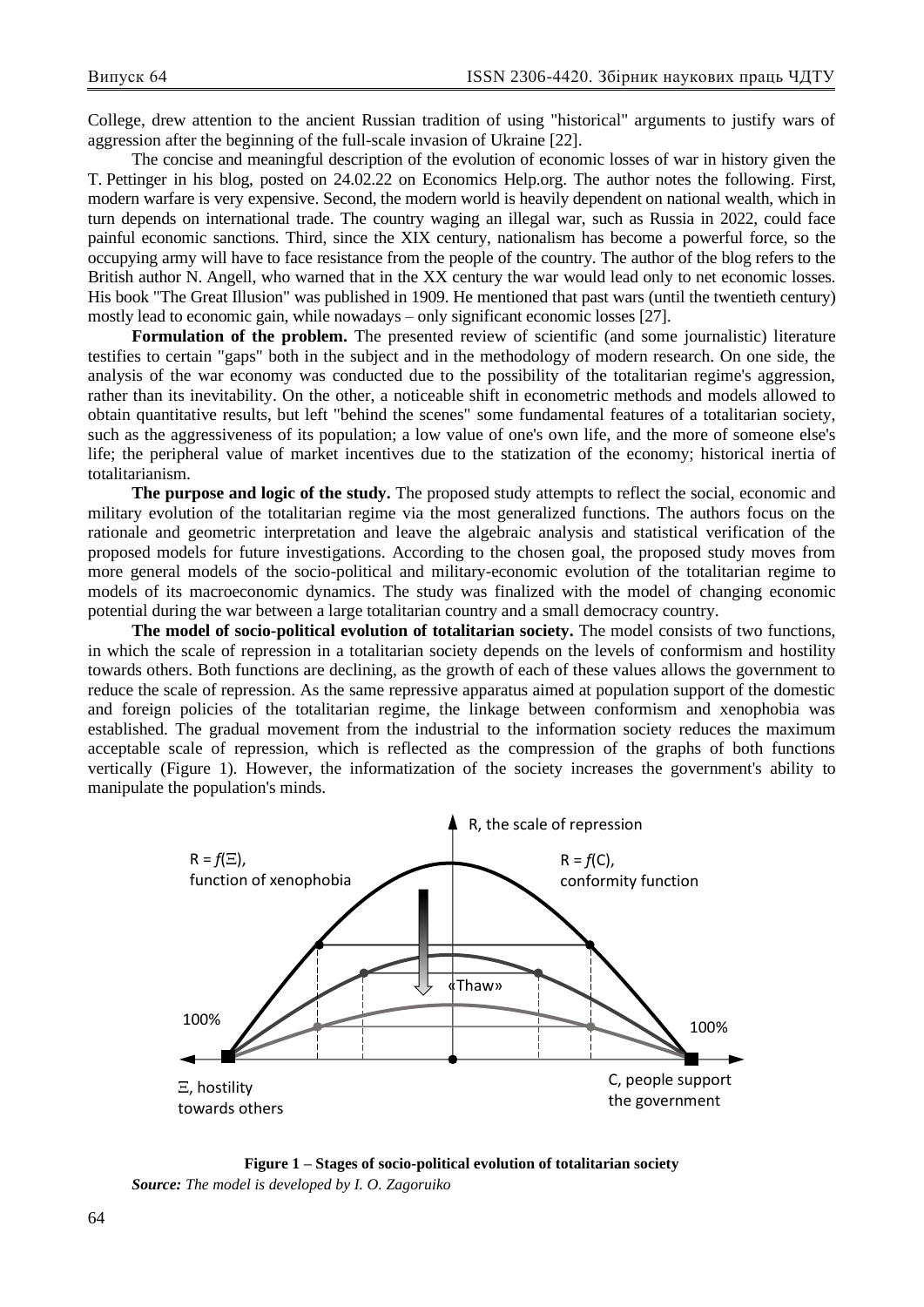College, drew attention to the ancient Russian tradition of using "historical" arguments to justify wars of aggression after the beginning of the full-scale invasion of Ukraine [22].

The concise and meaningful description of the evolution of economic losses of war in history given the T. Pettinger in his blog, posted on 24.02.22 on Economics Help.org. The author notes the following. First, modern warfare is very expensive. Second, the modern world is heavily dependent on national wealth, which in turn depends on international trade. The country waging an illegal war, such as Russia in 2022, could face painful economic sanctions. Third, since the XIX century, nationalism has become a powerful force, so the occupying army will have to face resistance from the people of the country. The author of the blog refers to the British author N. Angell, who warned that in the XX century the war would lead only to net economic losses. His book "The Great Illusion" was published in 1909. He mentioned that past wars (until the twentieth century) mostly lead to economic gain, while nowadays – only significant economic losses [27].

**Formulation of the problem.** The presented review of scientific (and some journalistic) literature testifies to certain "gaps" both in the subject and in the methodology of modern research. On one side, the analysis of the war economy was conducted due to the possibility of the totalitarian regime's aggression, rather than its inevitability. On the other, a noticeable shift in econometric methods and models allowed to obtain quantitative results, but left "behind the scenes" some fundamental features of a totalitarian society, such as the aggressiveness of its population; a low value of one's own life, and the more of someone else's life; the peripheral value of market incentives due to the statization of the economy; historical inertia of totalitarianism.

**The purpose and logic of the study.** The proposed study attempts to reflect the social, economic and military evolution of the totalitarian regime via the most generalized functions. The authors focus on the rationale and geometric interpretation and leave the algebraic analysis and statistical verification of the proposed models for future investigations. According to the chosen goal, the proposed study moves from more general models of the socio-political and military-economic evolution of the totalitarian regime to models of its macroeconomic dynamics. The study was finalized with the model of changing economic potential during the war between a large totalitarian country and a small democracy country.

**The model of socio-political evolution of totalitarian society.** The model consists of two functions, in which the scale of repression in a totalitarian society depends on the levels of conformism and hostility towards others. Both functions are declining, as the growth of each of these values allows the government to reduce the scale of repression. As the same repressive apparatus aimed at population support of the domestic and foreign policies of the totalitarian regime, the linkage between conformism and xenophobia was established. The gradual movement from the industrial to the information society reduces the maximum acceptable scale of repression, which is reflected as the compression of the graphs of both functions vertically (Figure 1). However, the informatization of the society increases the government's ability to manipulate the population's minds.

**Figure 1 – Stages of socio-political evolution of totalitarian society**

***Source:*** *The model is developed by I. O. Zagoruiko*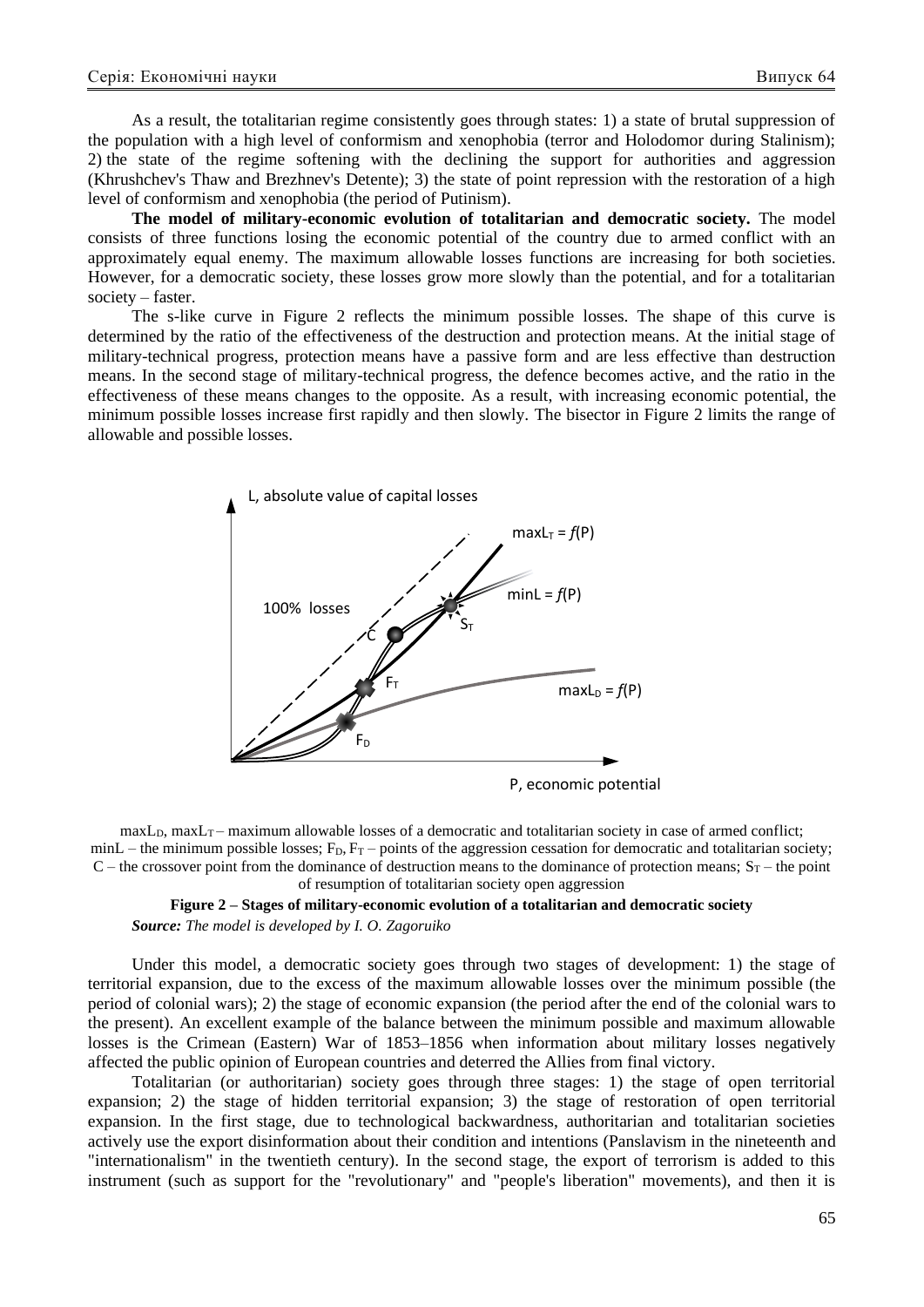As a result, the totalitarian regime consistently goes through states: 1) a state of brutal suppression of the population with a high level of conformism and xenophobia (terror and Holodomor during Stalinism); 2) the state of the regime softening with the declining the support for authorities and aggression (Khrushchev's Thaw and Brezhnev's Detente); 3) the state of point repression with the restoration of a high level of conformism and xenophobia (the period of Putinism).

**The model of military-economic evolution of totalitarian and democratic society.** The model consists of three functions losing the economic potential of the country due to armed conflict with an approximately equal enemy. The maximum allowable losses functions are increasing for both societies. However, for a democratic society, these losses grow more slowly than the potential, and for a totalitarian society – faster.

The s-like curve in Figure 2 reflects the minimum possible losses. The shape of this curve is determined by the ratio of the effectiveness of the destruction and protection means. At the initial stage of military-technical progress, protection means have a passive form and are less effective than destruction means. In the second stage of military-technical progress, the defence becomes active, and the ratio in the effectiveness of these means changes to the opposite. As a result, with increasing economic potential, the minimum possible losses increase first rapidly and then slowly. The bisector in Figure 2 limits the range of allowable and possible losses.

$maxL_D$, $maxL_T$ – maximum allowable losses of a democratic and totalitarian society in case of armed conflict; $minL$ – the minimum possible losses; $F_D$, $F_T$ – points of the aggression cessation for democratic and totalitarian society; C – the crossover point from the dominance of destruction means to the dominance of protection means; $S_T$ – the point of resumption of totalitarian society open aggression

**Figure 2 – Stages of military-economic evolution of a totalitarian and democratic society**

***Source:*** *The model is developed by I. O. Zagoruiko*

Under this model, a democratic society goes through two stages of development: 1) the stage of territorial expansion, due to the excess of the maximum allowable losses over the minimum possible (the period of colonial wars); 2) the stage of economic expansion (the period after the end of the colonial wars to the present). An excellent example of the balance between the minimum possible and maximum allowable losses is the Crimean (Eastern) War of 1853–1856 when information about military losses negatively affected the public opinion of European countries and deterred the Allies from final victory.

Totalitarian (or authoritarian) society goes through three stages: 1) the stage of open territorial expansion; 2) the stage of hidden territorial expansion; 3) the stage of restoration of open territorial expansion. In the first stage, due to technological backwardness, authoritarian and totalitarian societies actively use the export disinformation about their condition and intentions (Panslavism in the nineteenth and "internationalism" in the twentieth century). In the second stage, the export of terrorism is added to this instrument (such as support for the "revolutionary" and "people's liberation" movements), and then it is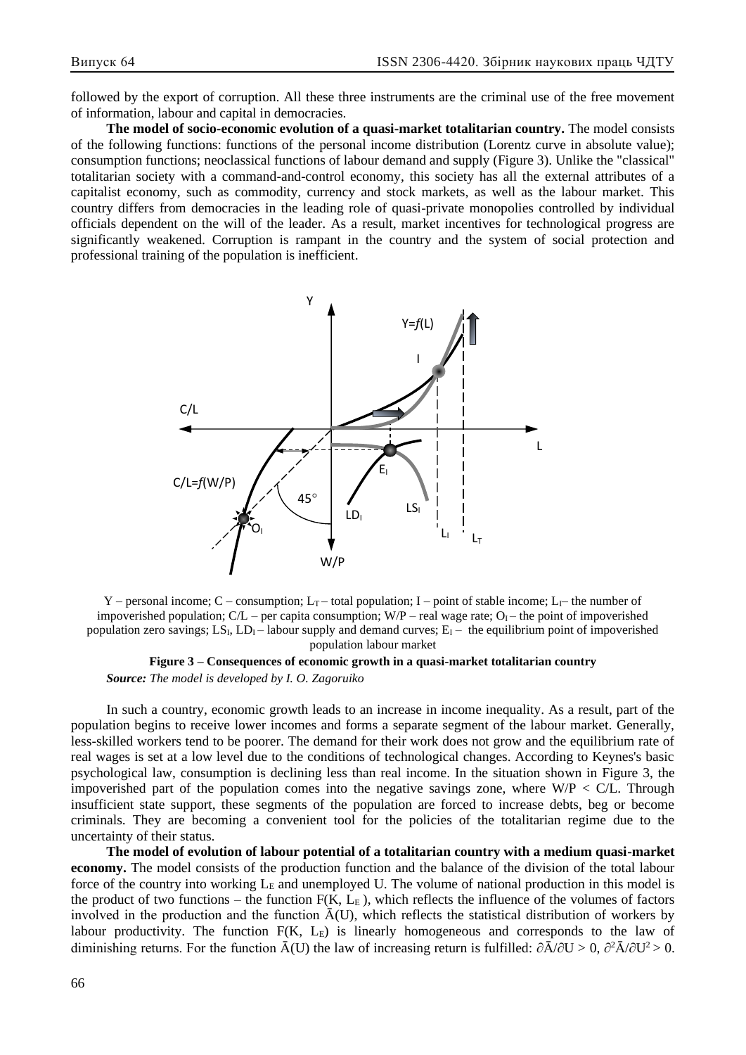followed by the export of corruption. All these three instruments are the criminal use of the free movement of information, labour and capital in democracies.

**The model of socio-economic evolution of a quasi-market totalitarian country.** The model consists of the following functions: functions of the personal income distribution (Lorentz curve in absolute value); consumption functions; neoclassical functions of labour demand and supply (Figure 3). Unlike the "classical" totalitarian society with a command-and-control economy, this society has all the external attributes of a capitalist economy, such as commodity, currency and stock markets, as well as the labour market. This country differs from democracies in the leading role of quasi-private monopolies controlled by individual officials dependent on the will of the leader. As a result, market incentives for technological progress are significantly weakened. Corruption is rampant in the country and the system of social protection and professional training of the population is inefficient.

Y – personal income; C – consumption; $L_T$ – total population; I – point of stable income; $L_I$– the number of impoverished population; C/L – per capita consumption; W/P – real wage rate; $O_I$ – the point of impoverished population zero savings; $LS_I$, $LD_I$ – labour supply and demand curves; $E_I$ – the equilibrium point of impoverished population labour market

**Figure 3 – Consequences of economic growth in a quasi-market totalitarian country**

***Source:*** *The model is developed by I. O. Zagoruiko*

In such a country, economic growth leads to an increase in income inequality. As a result, part of the population begins to receive lower incomes and forms a separate segment of the labour market. Generally, less-skilled workers tend to be poorer. The demand for their work does not grow and the equilibrium rate of real wages is set at a low level due to the conditions of technological changes. According to Keynes's basic psychological law, consumption is declining less than real income. In the situation shown in Figure 3, the impoverished part of the population comes into the negative savings zone, where $W/P < C/L$. Through insufficient state support, these segments of the population are forced to increase debts, beg or become criminals. They are becoming a convenient tool for the policies of the totalitarian regime due to the uncertainty of their status.

**The model of evolution of labour potential of a totalitarian country with a medium quasi-market economy.** The model consists of the production function and the balance of the division of the total labour force of the country into working $L_E$ and unemployed U. The volume of national production in this model is the product of two functions – the function $F(K, L_E)$, which reflects the influence of the volumes of factors involved in the production and the function $\bar{A}(U)$, which reflects the statistical distribution of workers by labour productivity. The function $F(K, L_E)$ is linearly homogeneous and corresponds to the law of diminishing returns. For the function $\bar{A}(U)$ the law of increasing return is fulfilled: $\partial\bar{A}/\partial U > 0$, $\partial^2\bar{A}/\partial U^2 > 0$.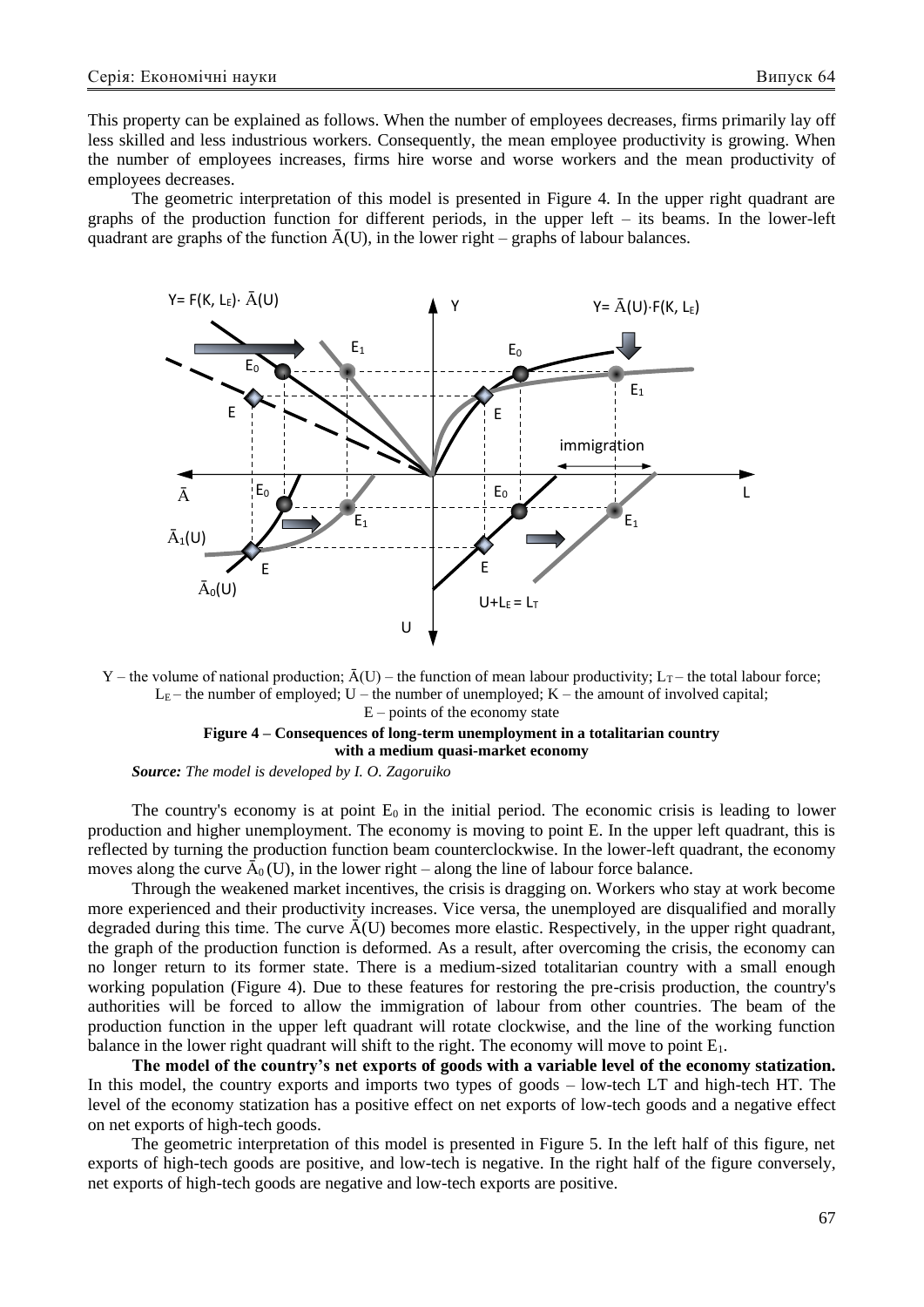This property can be explained as follows. When the number of employees decreases, firms primarily lay off less skilled and less industrious workers. Consequently, the mean employee productivity is growing. When the number of employees increases, firms hire worse and worse workers and the mean productivity of employees decreases.

The geometric interpretation of this model is presented in Figure 4. In the upper right quadrant are graphs of the production function for different periods, in the upper left – its beams. In the lower-left quadrant are graphs of the function $\bar{A}(U)$, in the lower right – graphs of labour balances.

$Y$ – the volume of national production; $\bar{A}(U)$ – the function of mean labour productivity; $L_T$ – the total labour force; $L_E$ – the number of employed; $U$ – the number of unemployed; $K$ – the amount of involved capital; $E$ – points of the economy state

**Figure 4 – Consequences of long-term unemployment in a totalitarian country with a medium quasi-market economy**

***Source:*** *The model is developed by I. O. Zagoruiko*

The country's economy is at point $E_0$ in the initial period. The economic crisis is leading to lower production and higher unemployment. The economy is moving to point E. In the upper left quadrant, this is reflected by turning the production function beam counterclockwise. In the lower-left quadrant, the economy moves along the curve $\bar{A}_0(U)$, in the lower right – along the line of labour force balance.

Through the weakened market incentives, the crisis is dragging on. Workers who stay at work become more experienced and their productivity increases. Vice versa, the unemployed are disqualified and morally degraded during this time. The curve $\bar{A}(U)$ becomes more elastic. Respectively, in the upper right quadrant, the graph of the production function is deformed. As a result, after overcoming the crisis, the economy can no longer return to its former state. There is a medium-sized totalitarian country with a small enough working population (Figure 4). Due to these features for restoring the pre-crisis production, the country's authorities will be forced to allow the immigration of labour from other countries. The beam of the production function in the upper left quadrant will rotate clockwise, and the line of the working function balance in the lower right quadrant will shift to the right. The economy will move to point $E_1$.

**The model of the country's net exports of goods with a variable level of the economy statization.** In this model, the country exports and imports two types of goods – low-tech LT and high-tech HT. The level of the economy statization has a positive effect on net exports of low-tech goods and a negative effect on net exports of high-tech goods.

The geometric interpretation of this model is presented in Figure 5. In the left half of this figure, net exports of high-tech goods are positive, and low-tech is negative. In the right half of the figure conversely, net exports of high-tech goods are negative and low-tech exports are positive.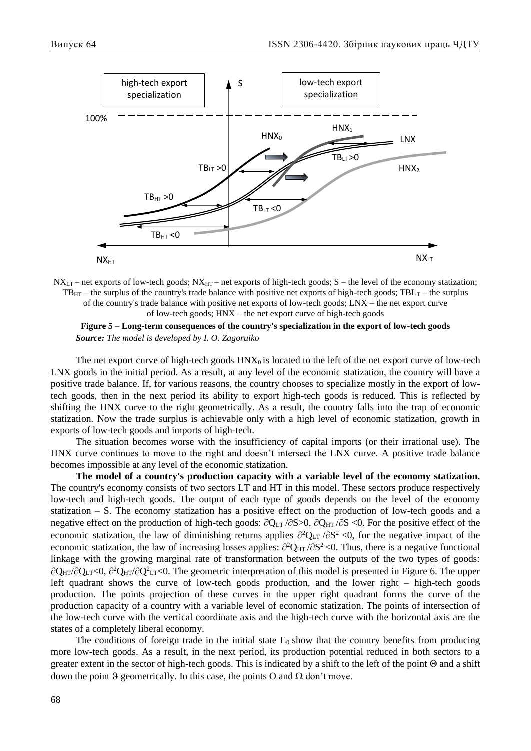$NX_{LT}$ – net exports of low-tech goods; $NX_{HT}$ – net exports of high-tech goods; S – the level of the economy statization; $TB_{HT}$ – the surplus of the country's trade balance with positive net exports of high-tech goods; $TBL_T$ – the surplus of the country's trade balance with positive net exports of low-tech goods; LNX – the net export curve of low-tech goods; HNX – the net export curve of high-tech goods

**Figure 5 – Long-term consequences of the country's specialization in the export of low-tech goods**

***Source:*** *The model is developed by I. O. Zagoruiko*

The net export curve of high-tech goods $HNX_0$ is located to the left of the net export curve of low-tech LNX goods in the initial period. As a result, at any level of the economic statization, the country will have a positive trade balance. If, for various reasons, the country chooses to specialize mostly in the export of low-tech goods, then in the next period its ability to export high-tech goods is reduced. This is reflected by shifting the HNX curve to the right geometrically. As a result, the country falls into the trap of economic statization. Now the trade surplus is achievable only with a high level of economic statization, growth in exports of low-tech goods and imports of high-tech.

The situation becomes worse with the insufficiency of capital imports (or their irrational use). The HNX curve continues to move to the right and doesn't intersect the LNX curve. A positive trade balance becomes impossible at any level of the economic statization.

**The model of a country's production capacity with a variable level of the economy statization.** The country's economy consists of two sectors LT and HT in this model. These sectors produce respectively low-tech and high-tech goods. The output of each type of goods depends on the level of the economy statization – S. The economy statization has a positive effect on the production of low-tech goods and a negative effect on the production of high-tech goods: $\partial Q_{LT}/\partial S>0$, $\partial Q_{HT}/\partial S<0$. For the positive effect of the economic statization, the law of diminishing returns applies $\partial^2 Q_{LT}/\partial S^2<0$, for the negative impact of the economic statization, the law of increasing losses applies: $\partial^2 Q_{HT}/\partial S^2<0$. Thus, there is a negative functional linkage with the growing marginal rate of transformation between the outputs of the two types of goods: $\partial Q_{HT}/\partial Q_{LT}<0$, $\partial^2 Q_{HT}/\partial Q^2_{LT}<0$. The geometric interpretation of this model is presented in Figure 6. The upper left quadrant shows the curve of low-tech goods production, and the lower right – high-tech goods production. The points projection of these curves in the upper right quadrant forms the curve of the production capacity of a country with a variable level of economic statization. The points of intersection of the low-tech curve with the vertical coordinate axis and the high-tech curve with the horizontal axis are the states of a completely liberal economy.

The conditions of foreign trade in the initial state $E_0$ show that the country benefits from producing more low-tech goods. As a result, in the next period, its production potential reduced in both sectors to a greater extent in the sector of high-tech goods. This is indicated by a shift to the left of the point $\Theta$ and a shift down the point $\vartheta$ geometrically. In this case, the points O and $\Omega$ don't move.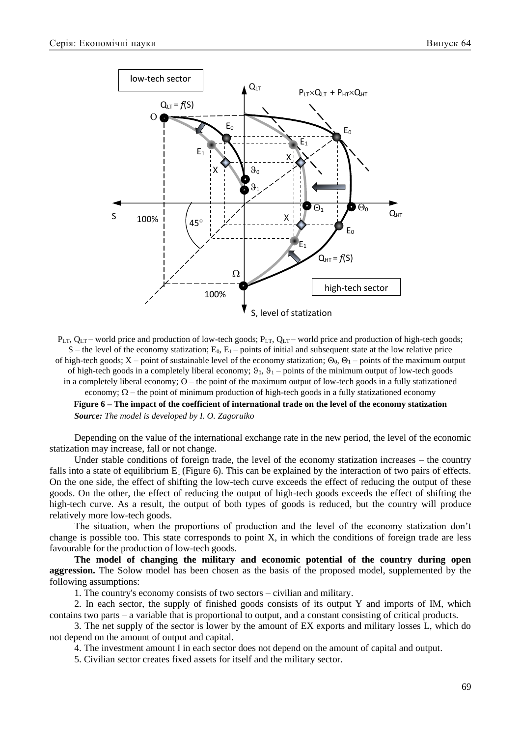$P_{LT}$, $Q_{LT}$ – world price and production of low-tech goods; $P_{LT}$, $Q_{LT}$ – world price and production of high-tech goods; S – the level of the economy statization; $E_0$, $E_1$ – points of initial and subsequent state at the low relative price of high-tech goods; X – point of sustainable level of the economy statization; $\Theta_0$, $\Theta_1$ – points of the maximum output of high-tech goods in a completely liberal economy; $\vartheta_0$, $\vartheta_1$ – points of the minimum output of low-tech goods in a completely liberal economy; O – the point of the maximum output of low-tech goods in a fully statizationed economy; $\Omega$ – the point of minimum production of high-tech goods in a fully statizationed economy

**Figure 6 – The impact of the coefficient of international trade on the level of the economy statization**

***Source:*** *The model is developed by I. O. Zagoruiko*

Depending on the value of the international exchange rate in the new period, the level of the economic statization may increase, fall or not change.

Under stable conditions of foreign trade, the level of the economy statization increases – the country falls into a state of equilibrium $E_1$ (Figure 6). This can be explained by the interaction of two pairs of effects. On the one side, the effect of shifting the low-tech curve exceeds the effect of reducing the output of these goods. On the other, the effect of reducing the output of high-tech goods exceeds the effect of shifting the high-tech curve. As a result, the output of both types of goods is reduced, but the country will produce relatively more low-tech goods.

The situation, when the proportions of production and the level of the economy statization don't change is possible too. This state corresponds to point X, in which the conditions of foreign trade are less favourable for the production of low-tech goods.

**The model of changing the military and economic potential of the country during open aggression.** The Solow model has been chosen as the basis of the proposed model, supplemented by the following assumptions:

1. The country's economy consists of two sectors – civilian and military.
2. In each sector, the supply of finished goods consists of its output Y and imports of IM, which contains two parts – a variable that is proportional to output, and a constant consisting of critical products.
3. The net supply of the sector is lower by the amount of EX exports and military losses L, which do not depend on the amount of output and capital.
4. The investment amount I in each sector does not depend on the amount of capital and output.
5. Civilian sector creates fixed assets for itself and the military sector.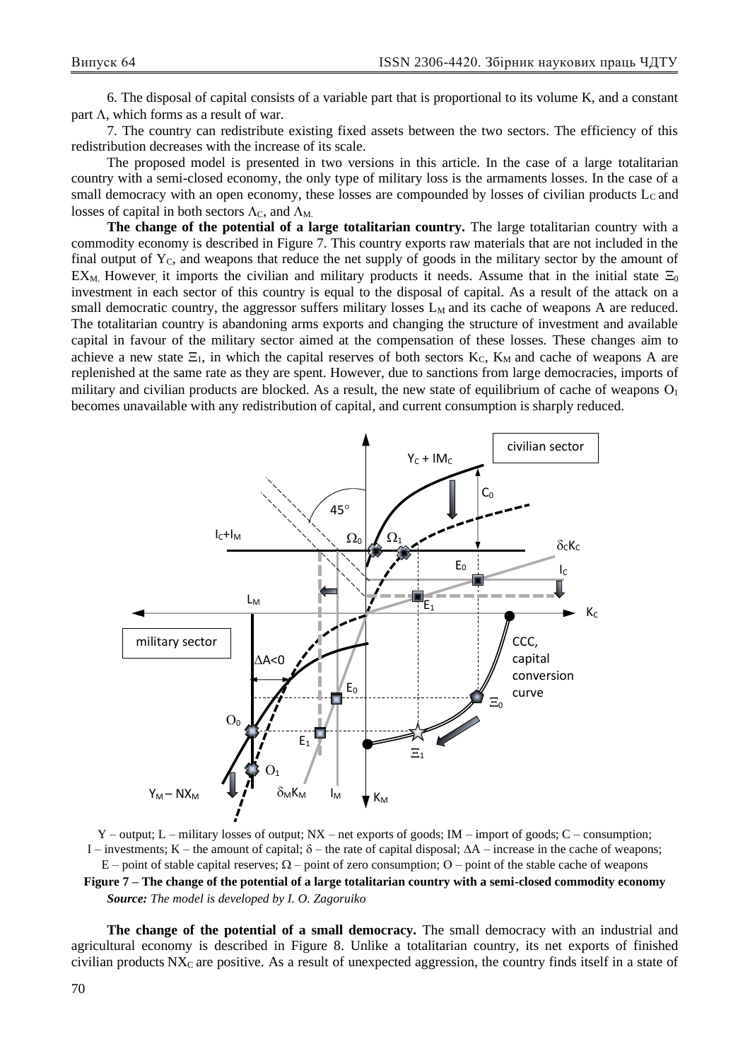6. The disposal of capital consists of a variable part that is proportional to its volume K, and a constant part Λ, which forms as a result of war.

7. The country can redistribute existing fixed assets between the two sectors. The efficiency of this redistribution decreases with the increase of its scale.

The proposed model is presented in two versions in this article. In the case of a large totalitarian country with a semi-closed economy, the only type of military loss is the armaments losses. In the case of a small democracy with an open economy, these losses are compounded by losses of civilian products $L_C$ and losses of capital in both sectors $\Lambda_C$, and $\Lambda_M$.

**The change of the potential of a large totalitarian country.** The large totalitarian country with a commodity economy is described in Figure 7. This country exports raw materials that are not included in the final output of $Y_C$, and weapons that reduce the net supply of goods in the military sector by the amount of $EX_M$. However, it imports the civilian and military products it needs. Assume that in the initial state $\Xi_0$ investment in each sector of this country is equal to the disposal of capital. As a result of the attack on a small democratic country, the aggressor suffers military losses $L_M$ and its cache of weapons A are reduced. The totalitarian country is abandoning arms exports and changing the structure of investment and available capital in favour of the military sector aimed at the compensation of these losses. These changes aim to achieve a new state $\Xi_1$, in which the capital reserves of both sectors $K_C$, $K_M$ and cache of weapons A are replenished at the same rate as they are spent. However, due to sanctions from large democracies, imports of military and civilian products are blocked. As a result, the new state of equilibrium of cache of weapons $O_1$ becomes unavailable with any redistribution of capital, and current consumption is sharply reduced.

Y – output; L – military losses of output; NX – net exports of goods; IM – import of goods; C – consumption; I – investments; K – the amount of capital; δ – the rate of capital disposal; ΔA – increase in the cache of weapons; E – point of stable capital reserves; Ω – point of zero consumption; O – point of the stable cache of weapons

**Figure 7 – The change of the potential of a large totalitarian country with a semi-closed commodity economy**

***Source:*** *The model is developed by I. O. Zagoruiko*

**The change of the potential of a small democracy.** The small democracy with an industrial and agricultural economy is described in Figure 8. Unlike a totalitarian country, its net exports of finished civilian products $NX_C$ are positive. As a result of unexpected aggression, the country finds itself in a state of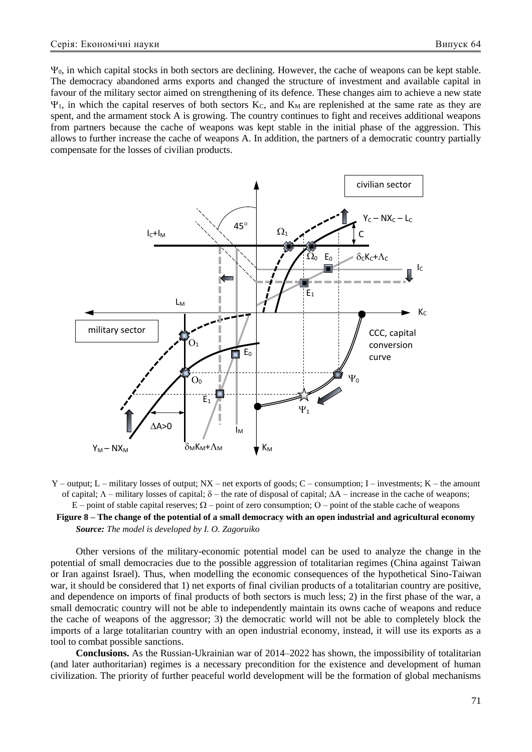$\Psi_0$, in which capital stocks in both sectors are declining. However, the cache of weapons can be kept stable. The democracy abandoned arms exports and changed the structure of investment and available capital in favour of the military sector aimed on strengthening of its defence. These changes aim to achieve a new state $\Psi_1$, in which the capital reserves of both sectors $K_C$, and $K_M$ are replenished at the same rate as they are spent, and the armament stock A is growing. The country continues to fight and receives additional weapons from partners because the cache of weapons was kept stable in the initial phase of the aggression. This allows to further increase the cache of weapons A. In addition, the partners of a democratic country partially compensate for the losses of civilian products.

Y – output; L – military losses of output; NX – net exports of goods; C – consumption; I – investments; K – the amount of capital; $\Lambda$ – military losses of capital; $\delta$ – the rate of disposal of capital; $\Delta A$ – increase in the cache of weapons; E – point of stable capital reserves; $\Omega$ – point of zero consumption; O – point of the stable cache of weapons

**Figure 8 – The change of the potential of a small democracy with an open industrial and agricultural economy**

***Source:*** *The model is developed by I. O. Zagoruiko*

Other versions of the military-economic potential model can be used to analyze the change in the potential of small democracies due to the possible aggression of totalitarian regimes (China against Taiwan or Iran against Israel). Thus, when modelling the economic consequences of the hypothetical Sino-Taiwan war, it should be considered that 1) net exports of final civilian products of a totalitarian country are positive, and dependence on imports of final products of both sectors is much less; 2) in the first phase of the war, a small democratic country will not be able to independently maintain its owns cache of weapons and reduce the cache of weapons of the aggressor; 3) the democratic world will not be able to completely block the imports of a large totalitarian country with an open industrial economy, instead, it will use its exports as a tool to combat possible sanctions.

**Conclusions.** As the Russian-Ukrainian war of 2014–2022 has shown, the impossibility of totalitarian (and later authoritarian) regimes is a necessary precondition for the existence and development of human civilization. The priority of further peaceful world development will be the formation of global mechanisms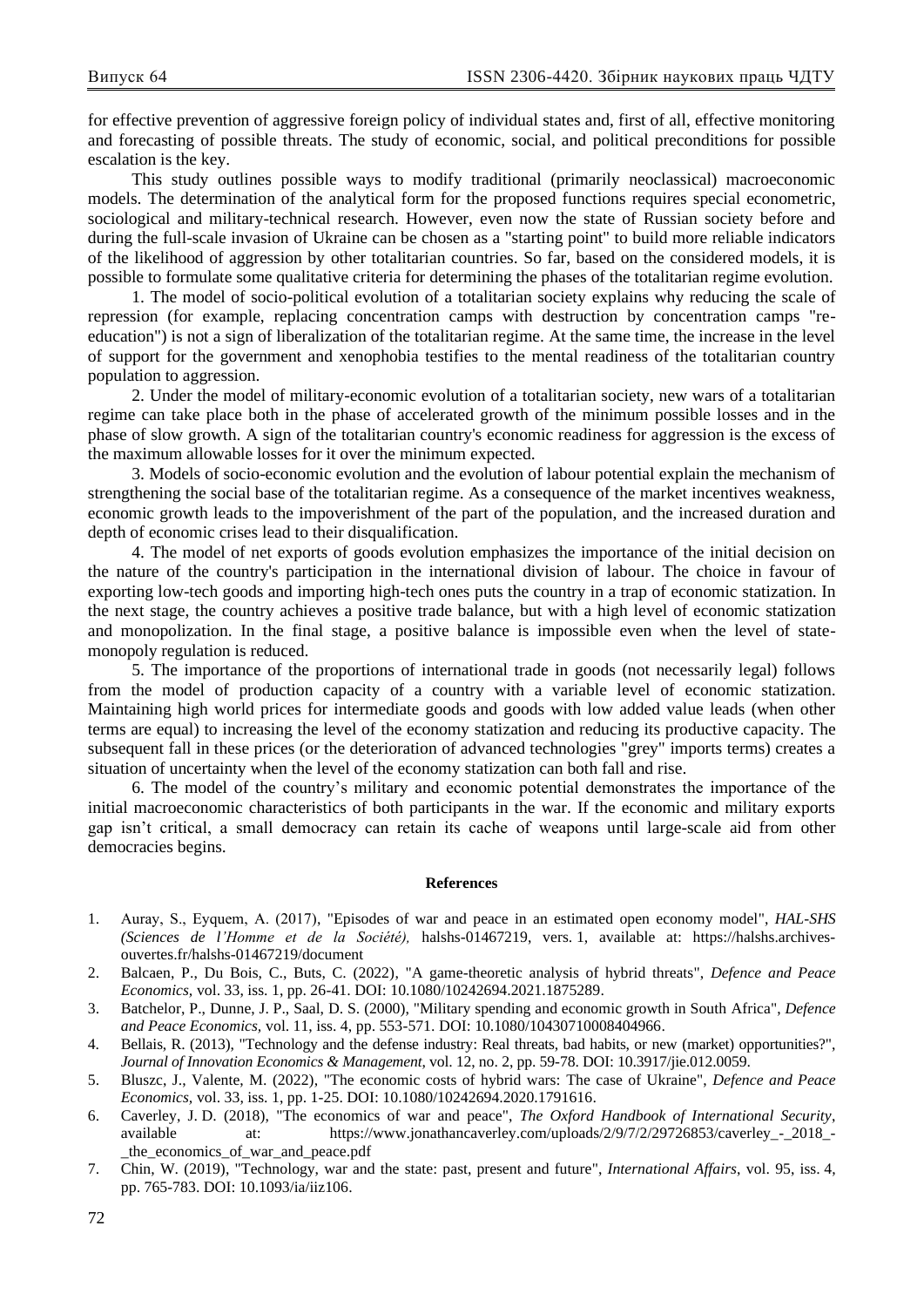for effective prevention of aggressive foreign policy of individual states and, first of all, effective monitoring and forecasting of possible threats. The study of economic, social, and political preconditions for possible escalation is the key.

This study outlines possible ways to modify traditional (primarily neoclassical) macroeconomic models. The determination of the analytical form for the proposed functions requires special econometric, sociological and military-technical research. However, even now the state of Russian society before and during the full-scale invasion of Ukraine can be chosen as a "starting point" to build more reliable indicators of the likelihood of aggression by other totalitarian countries. So far, based on the considered models, it is possible to formulate some qualitative criteria for determining the phases of the totalitarian regime evolution.

1. The model of socio-political evolution of a totalitarian society explains why reducing the scale of repression (for example, replacing concentration camps with destruction by concentration camps "re-education") is not a sign of liberalization of the totalitarian regime. At the same time, the increase in the level of support for the government and xenophobia testifies to the mental readiness of the totalitarian country population to aggression.

2. Under the model of military-economic evolution of a totalitarian society, new wars of a totalitarian regime can take place both in the phase of accelerated growth of the minimum possible losses and in the phase of slow growth. A sign of the totalitarian country's economic readiness for aggression is the excess of the maximum allowable losses for it over the minimum expected.

3. Models of socio-economic evolution and the evolution of labour potential explain the mechanism of strengthening the social base of the totalitarian regime. As a consequence of the market incentives weakness, economic growth leads to the impoverishment of the part of the population, and the increased duration and depth of economic crises lead to their disqualification.

4. The model of net exports of goods evolution emphasizes the importance of the initial decision on the nature of the country's participation in the international division of labour. The choice in favour of exporting low-tech goods and importing high-tech ones puts the country in a trap of economic statization. In the next stage, the country achieves a positive trade balance, but with a high level of economic statization and monopolization. In the final stage, a positive balance is impossible even when the level of state-monopoly regulation is reduced.

5. The importance of the proportions of international trade in goods (not necessarily legal) follows from the model of production capacity of a country with a variable level of economic statization. Maintaining high world prices for intermediate goods and goods with low added value leads (when other terms are equal) to increasing the level of the economy statization and reducing its productive capacity. The subsequent fall in these prices (or the deterioration of advanced technologies "grey" imports terms) creates a situation of uncertainty when the level of the economy statization can both fall and rise.

6. The model of the country's military and economic potential demonstrates the importance of the initial macroeconomic characteristics of both participants in the war. If the economic and military exports gap isn't critical, a small democracy can retain its cache of weapons until large-scale aid from other democracies begins.

**References**

1. Auray, S., Eyquem, A. (2017), "Episodes of war and peace in an estimated open economy model", *HAL-SHS (Sciences de l'Homme et de la Société),* halshs-01467219, vers. 1, available at: https://halshs.archives-ouvertes.fr/halshs-01467219/document
2. Balcaen, P., Du Bois, C., Buts, C. (2022), "A game-theoretic analysis of hybrid threats", *Defence and Peace Economics*, vol. 33, iss. 1, pp. 26-41. DOI: 10.1080/10242694.2021.1875289.
3. Batchelor, P., Dunne, J. P., Saal, D. S. (2000), "Military spending and economic growth in South Africa", *Defence and Peace Economics*, vol. 11, iss. 4, pp. 553-571. DOI: 10.1080/10430710008404966.
4. Bellais, R. (2013), "Technology and the defense industry: Real threats, bad habits, or new (market) opportunities?", *Journal of Innovation Economics & Management*, vol. 12, no. 2, pp. 59-78. DOI: 10.3917/jie.012.0059.
5. Bluszc, J., Valente, M. (2022), "The economic costs of hybrid wars: The case of Ukraine", *Defence and Peace Economics*, vol. 33, iss. 1, pp. 1-25. DOI: 10.1080/10242694.2020.1791616.
6. Caverley, J. D. (2018), "The economics of war and peace", *The Oxford Handbook of International Security*, available at: https://www.jonathancaverley.com/uploads/2/9/7/2/29726853/caverley_-_2018_-_the_economics_of_war_and_peace.pdf
7. Chin, W. (2019), "Technology, war and the state: past, present and future", *International Affairs*, vol. 95, iss. 4, pp. 765-783. DOI: 10.1093/ia/iiz106.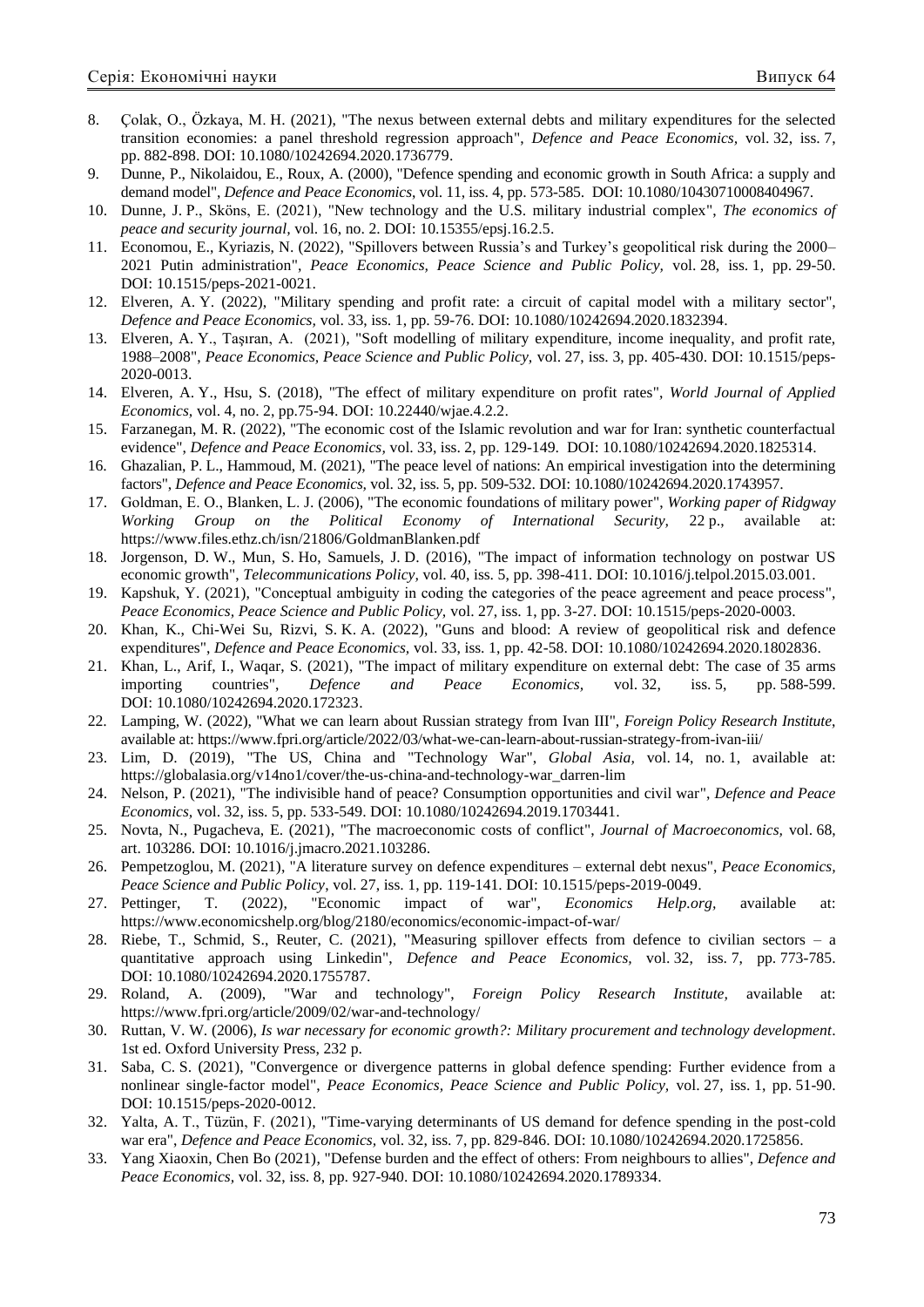8. Çolak, O., Özkaya, M. H. (2021), "The nexus between external debts and military expenditures for the selected transition economies: a panel threshold regression approach", *Defence and Peace Economics,* vol. 32, iss. 7, pp. 882-898. DOI: 10.1080/10242694.2020.1736779.
9. Dunne, P., Nikolaidou, E., Roux, A. (2000), "Defence spending and economic growth in South Africa: a supply and demand model", *Defence and Peace Economics*, vol. 11, iss. 4, pp. 573-585. DOI: 10.1080/10430710008404967.
10. Dunne, J. P., Sköns, E. (2021), "New technology and the U.S. military industrial complex", *The economics of peace and security journal*, vol. 16, no. 2. DOI: 10.15355/epsj.16.2.5.
11. Economou, E., Kyriazis, N. (2022), "Spillovers between Russia's and Turkey's geopolitical risk during the 2000–2021 Putin administration", *Peace Economics, Peace Science and Public Policy,* vol. 28, iss. 1, pp. 29-50. DOI: 10.1515/peps-2021-0021.
12. Elveren, A. Y. (2022), "Military spending and profit rate: a circuit of capital model with a military sector", *Defence and Peace Economics,* vol. 33, iss. 1, pp. 59-76. DOI: 10.1080/10242694.2020.1832394.
13. Elveren, A. Y., Taşıran, A. (2021), "Soft modelling of military expenditure, income inequality, and profit rate, 1988–2008", *Peace Economics, Peace Science and Public Policy,* vol. 27, iss. 3, pp. 405-430. DOI: 10.1515/peps-2020-0013.
14. Elveren, A. Y., Hsu, S. (2018), "The effect of military expenditure on profit rates", *World Journal of Applied Economics,* vol. 4, no. 2, pp.75-94. DOI: 10.22440/wjae.4.2.2.
15. Farzanegan, M. R. (2022), "The economic cost of the Islamic revolution and war for Iran: synthetic counterfactual evidence", *Defence and Peace Economics*, vol. 33, iss. 2, pp. 129-149. DOI: 10.1080/10242694.2020.1825314.
16. Ghazalian, P. L., Hammoud, M. (2021), "The peace level of nations: An empirical investigation into the determining factors", *Defence and Peace Economics,* vol. 32, iss. 5, pp. 509-532. DOI: 10.1080/10242694.2020.1743957.
17. Goldman, E. O., Blanken, L. J. (2006), "The economic foundations of military power", *Working paper of Ridgway Working Group on the Political Economy of International Security,* 22 p., available at: https://www.files.ethz.ch/isn/21806/GoldmanBlanken.pdf
18. Jorgenson, D. W., Mun, S. Ho, Samuels, J. D. (2016), "The impact of information technology on postwar US economic growth", *Telecommunications Policy,* vol. 40, iss. 5, pp. 398-411. DOI: 10.1016/j.telpol.2015.03.001.
19. Kapshuk, Y. (2021), "Conceptual ambiguity in coding the categories of the peace agreement and peace process", *Peace Economics, Peace Science and Public Policy,* vol. 27, iss. 1, pp. 3-27. DOI: 10.1515/peps-2020-0003.
20. Khan, K., Chi-Wei Su, Rizvi, S. K. A. (2022), "Guns and blood: A review of geopolitical risk and defence expenditures", *Defence and Peace Economics,* vol. 33, iss. 1, pp. 42-58. DOI: 10.1080/10242694.2020.1802836.
21. Khan, L., Arif, I., Waqar, S. (2021), "The impact of military expenditure on external debt: The case of 35 arms importing countries", *Defence and Peace Economics,* vol. 32, iss. 5, pp. 588-599. DOI: 10.1080/10242694.2020.172323.
22. Lamping, W. (2022), "What we can learn about Russian strategy from Ivan III", *Foreign Policy Research Institute*, available at: https://www.fpri.org/article/2022/03/what-we-can-learn-about-russian-strategy-from-ivan-iii/
23. Lim, D. (2019), "The US, China and "Technology War", *Global Asia,* vol. 14, no. 1, available at: https://globalasia.org/v14no1/cover/the-us-china-and-technology-war_darren-lim
24. Nelson, P. (2021), "The indivisible hand of peace? Consumption opportunities and civil war", *Defence and Peace Economics,* vol. 32, iss. 5, pp. 533-549. DOI: 10.1080/10242694.2019.1703441.
25. Novta, N., Pugacheva, E. (2021), "The macroeconomic costs of conflict", *Journal of Macroeconomics,* vol. 68, art. 103286. DOI: 10.1016/j.jmacro.2021.103286.
26. Pempetzoglou, M. (2021), "A literature survey on defence expenditures – external debt nexus", *Peace Economics, Peace Science and Public Policy*, vol. 27, iss. 1, pp. 119-141. DOI: 10.1515/peps-2019-0049.
27. Pettinger, T. (2022), "Economic impact of war", *Economics Help.org,* available at: https://www.economicshelp.org/blog/2180/economics/economic-impact-of-war/
28. Riebe, T., Schmid, S., Reuter, C. (2021), "Measuring spillover effects from defence to civilian sectors – a quantitative approach using Linkedin", *Defence and Peace Economics,* vol. 32, iss. 7, pp. 773-785. DOI: 10.1080/10242694.2020.1755787.
29. Roland, A. (2009), "War and technology", *Foreign Policy Research Institute,* available at: https://www.fpri.org/article/2009/02/war-and-technology/
30. Ruttan, V. W. (2006), *Is war necessary for economic growth?: Military procurement and technology development*. 1st ed. Oxford University Press, 232 p.
31. Saba, C. S. (2021), "Convergence or divergence patterns in global defence spending: Further evidence from a nonlinear single-factor model", *Peace Economics, Peace Science and Public Policy,* vol. 27, iss. 1, pp. 51-90. DOI: 10.1515/peps-2020-0012.
32. Yalta, A. T., Tüzün, F. (2021), "Time-varying determinants of US demand for defence spending in the post-cold war era", *Defence and Peace Economics,* vol. 32, iss. 7, pp. 829-846. DOI: 10.1080/10242694.2020.1725856.
33. Yang Xiaoxin, Chen Bo (2021), "Defense burden and the effect of others: From neighbours to allies", *Defence and Peace Economics,* vol. 32, iss. 8, pp. 927-940. DOI: 10.1080/10242694.2020.1789334.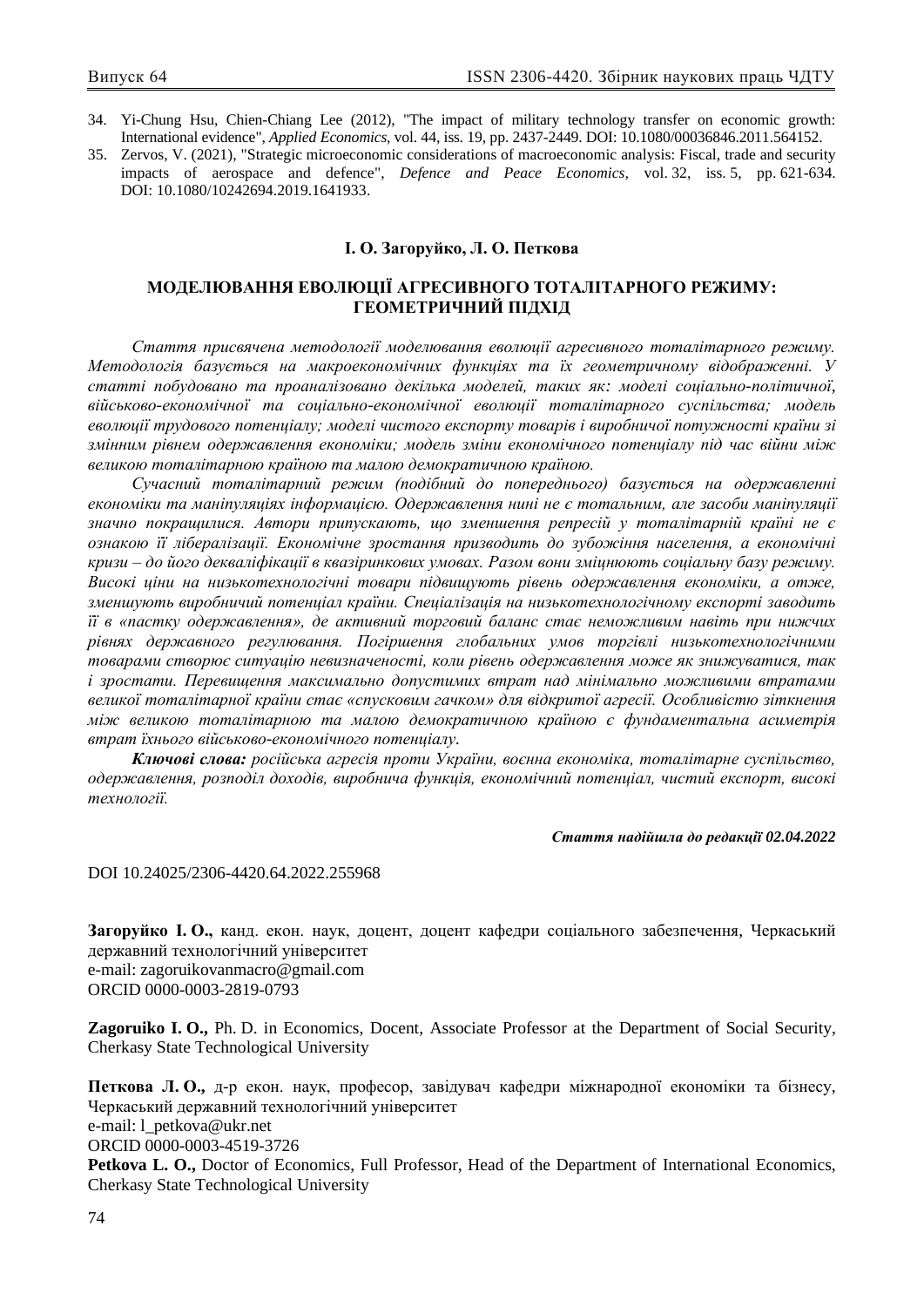34. Yi-Chung Hsu, Chien-Chiang Lee (2012), "The impact of military technology transfer on economic growth: International evidence", *Applied Economics*, vol. 44, iss. 19, pp. 2437-2449. DOI: 10.1080/00036846.2011.564152.
35. Zervos, V. (2021), "Strategic microeconomic considerations of macroeconomic analysis: Fiscal, trade and security impacts of aerospace and defence", *Defence and Peace Economics*, vol. 32, iss. 5, pp. 621-634. DOI: 10.1080/10242694.2019.1641933.

**І. О. Загоруйко, Л. О. Петкова**

## МОДЕЛЮВАННЯ ЕВОЛЮЦІЇ АГРЕСИВНОГО ТОТАЛІТАРНОГО РЕЖИМУ: ГЕОМЕТРИЧНИЙ ПІДХІД

*Стаття присвячена методології моделювання еволюції агресивного тоталітарного режиму. Методологія базується на макроекономічних функціях та їх геометричному відображенні. У статті побудовано та проаналізовано декілька моделей, таких як: моделі соціально-політичної, військово-економічної та соціально-економічної еволюції тоталітарного суспільства; модель еволюції трудового потенціалу; моделі чистого експорту товарів і виробничої потужності країни зі змінним рівнем одержавлення економіки; модель зміни економічного потенціалу під час війни між великою тоталітарною країною та малою демократичною країною.*

*Сучасний тоталітарний режим (подібний до попереднього) базується на одержавленні економіки та маніпуляціях інформацією. Одержавлення нині не є тотальним, але засоби маніпуляції значно покращилися. Автори припускають, що зменшення репресій у тоталітарній країні не є ознакою її лібералізації. Економічне зростання призводить до зубожіння населення, а економічні кризи – до його декваліфікації в квазіринкових умовах. Разом вони зміцнюють соціальну базу режиму. Високі ціни на низькотехнологічні товари підвищують рівень одержавлення економіки, а отже, зменшують виробничий потенціал країни. Спеціалізація на низькотехнологічному експорті заводить її в «пастку одержавлення», де активний торговий баланс стає неможливим навіть при нижчих рівнях державного регулювання. Погіршення глобальних умов торгівлі низькотехнологічними товарами створює ситуацію невизначеності, коли рівень одержавлення може як знижуватися, так і зростати. Перевищення максимально допустимих втрат над мінімально можливими втратами великої тоталітарної країни стає «спусковим гачком» для відкритої агресії. Особливістю зіткнення між великою тоталітарною та малою демократичною країною є фундаментальна асиметрія втрат їхнього військово-економічного потенціалу.*

***Ключові слова:*** *російська агресія проти України, воєнна економіка, тоталітарне суспільство, одержавлення, розподіл доходів, виробнича функція, економічний потенціал, чистий експорт, високі технології.*

***Стаття надійшла до редакції 02.04.2022***

DOI 10.24025/2306-4420.64.2022.255968

**Загоруйко І. О.,** канд. екон. наук, доцент, доцент кафедри соціального забезпечення, Черкаський державний технологічний університет
e-mail: zagoruikovanmacro@gmail.com
ORCID 0000-0003-2819-0793

**Zagoruiko I. O.,** Ph. D. in Economics, Docent, Associate Professor at the Department of Social Security, Cherkasy State Technological University

**Петкова Л. О.,** д-р екон. наук, професор, завідувач кафедри міжнародної економіки та бізнесу, Черкаський державний технологічний університет
e-mail: l_petkova@ukr.net
ORCID 0000-0003-4519-3726
**Petkova L. O.,** Doctor of Economics, Full Professor, Head of the Department of International Economics, Cherkasy State Technological University